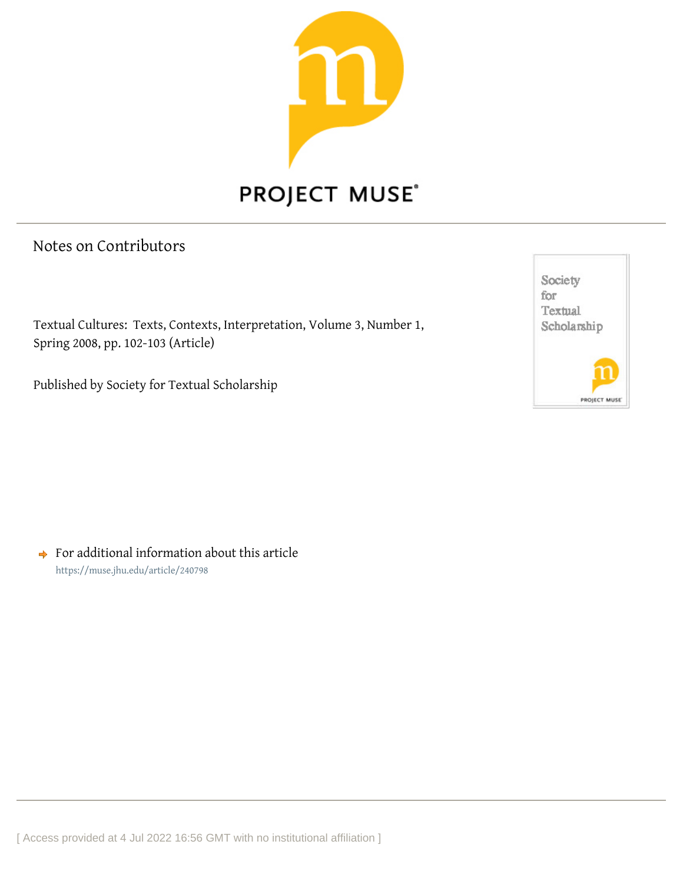PROJECT MUSE

# Notes on Contributors

Textual Cultures: Texts, Contexts, Interpretation, Volume 3, Number 1, Spring 2008, pp. 102-103 (Article)

Published by Society for Textual Scholarship

For additional information about this article
https://muse.jhu.edu/article/240798

[ Access provided at 4 Jul 2022 16:56 GMT with no institutional affiliation ]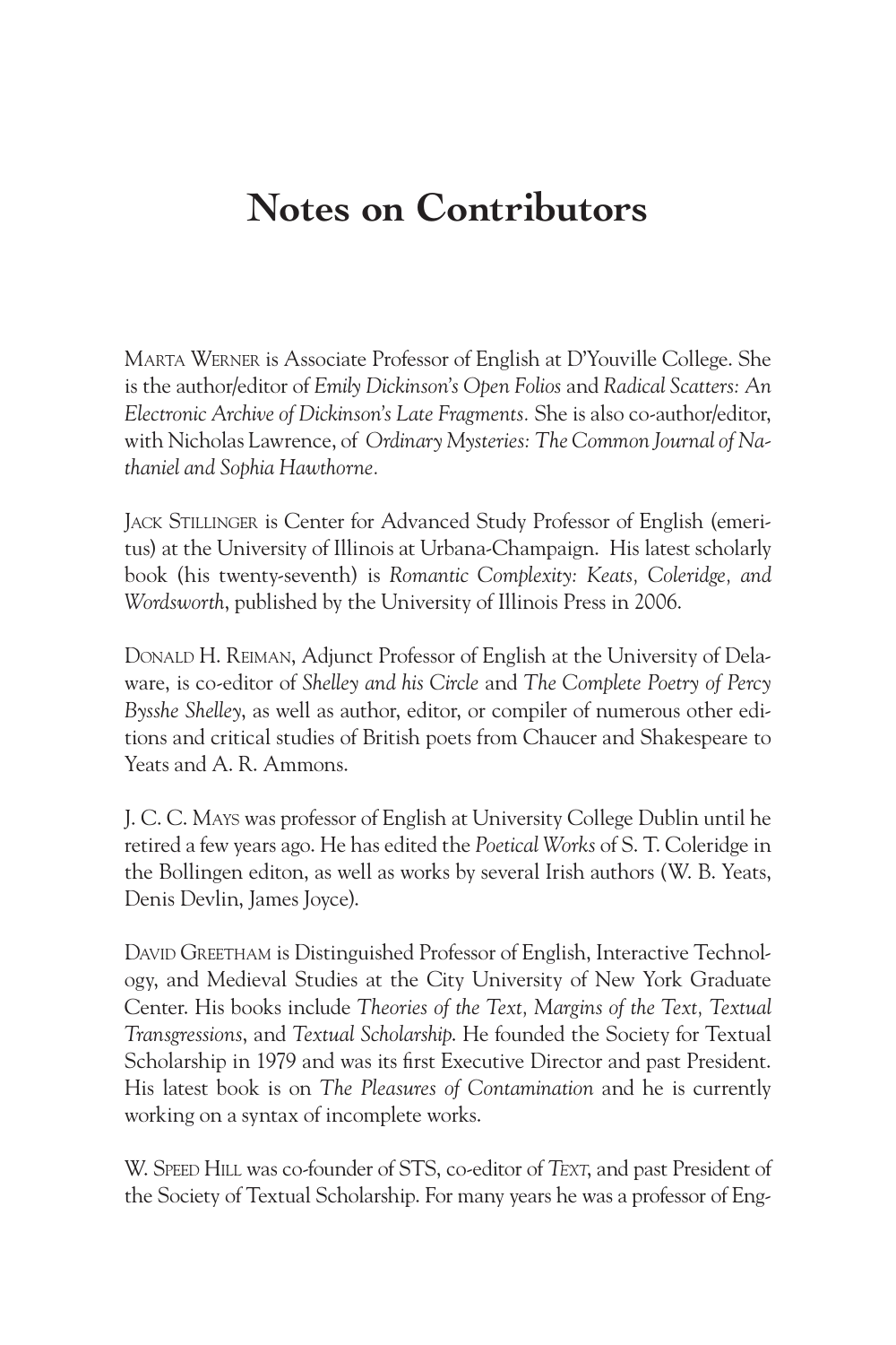# Notes on Contributors

MARTA WERNER is Associate Professor of English at D'Youville College. She is the author/editor of *Emily Dickinson's Open Folios* and *Radical Scatters: An Electronic Archive of Dickinson's Late Fragments*. She is also co-author/editor, with Nicholas Lawrence, of *Ordinary Mysteries: The Common Journal of Nathaniel and Sophia Hawthorne.*

JACK STILLINGER is Center for Advanced Study Professor of English (emeritus) at the University of Illinois at Urbana-Champaign. His latest scholarly book (his twenty-seventh) is *Romantic Complexity: Keats, Coleridge, and Wordsworth*, published by the University of Illinois Press in 2006.

DONALD H. REIMAN, Adjunct Professor of English at the University of Delaware, is co-editor of *Shelley and his Circle* and *The Complete Poetry of Percy Bysshe Shelley*, as well as author, editor, or compiler of numerous other editions and critical studies of British poets from Chaucer and Shakespeare to Yeats and A. R. Ammons.

J. C. C. MAYS was professor of English at University College Dublin until he retired a few years ago. He has edited the *Poetical Works* of S. T. Coleridge in the Bollingen editon, as well as works by several Irish authors (W. B. Yeats, Denis Devlin, James Joyce).

DAVID GREETHAM is Distinguished Professor of English, Interactive Technology, and Medieval Studies at the City University of New York Graduate Center. His books include *Theories of the Text, Margins of the Text, Textual Transgressions*, and *Textual Scholarship.* He founded the Society for Textual Scholarship in 1979 and was its first Executive Director and past President. His latest book is on *The Pleasures of Contamination* and he is currently working on a syntax of incomplete works.

W. SPEED HILL was co-founder of STS, co-editor of *TEXT*, and past President of the Society of Textual Scholarship. For many years he was a professor of Eng-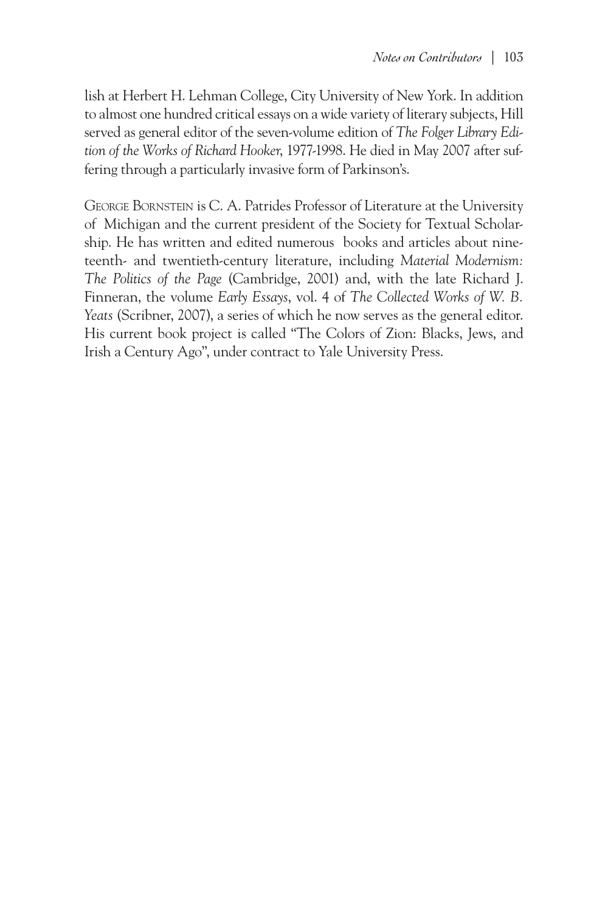lish at Herbert H. Lehman College, City University of New York. In addition to almost one hundred critical essays on a wide variety of literary subjects, Hill served as general editor of the seven-volume edition of *The Folger Library Edition of the Works of Richard Hooker*, 1977-1998. He died in May 2007 after suffering through a particularly invasive form of Parkinson's.

George Bornstein is C. A. Patrides Professor of Literature at the University of Michigan and the current president of the Society for Textual Scholarship. He has written and edited numerous books and articles about nineteenth- and twentieth-century literature, including *Material Modernism: The Politics of the Page* (Cambridge, 2001) and, with the late Richard J. Finneran, the volume *Early Essays*, vol. 4 of *The Collected Works of W. B. Yeats* (Scribner, 2007), a series of which he now serves as the general editor. His current book project is called "The Colors of Zion: Blacks, Jews, and Irish a Century Ago", under contract to Yale University Press.